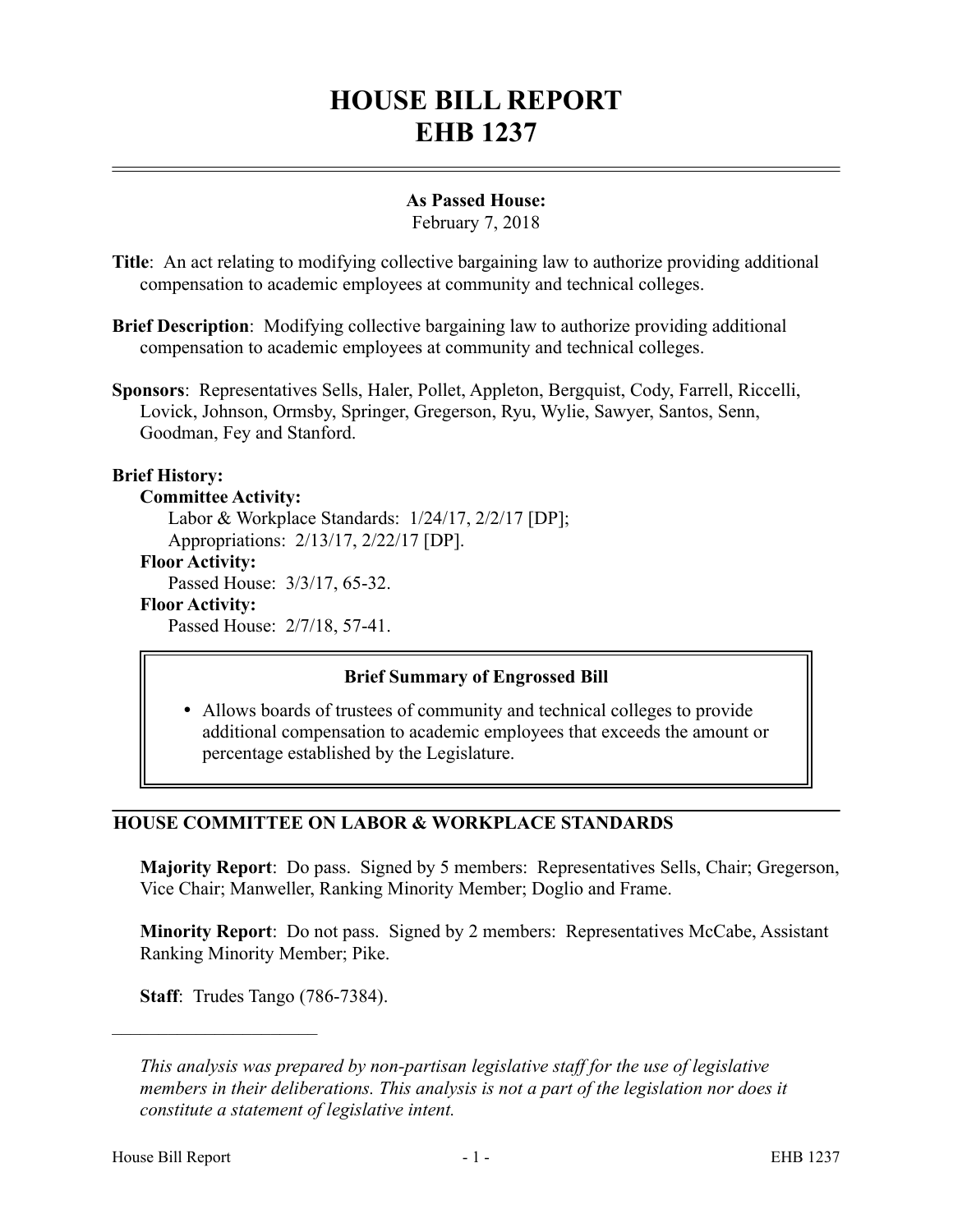# HOUSE BILL REPORT
# EHB 1237

**As Passed House:**
February 7, 2018

**Title**: An act relating to modifying collective bargaining law to authorize providing additional compensation to academic employees at community and technical colleges.

**Brief Description**: Modifying collective bargaining law to authorize providing additional compensation to academic employees at community and technical colleges.

**Sponsors**: Representatives Sells, Haler, Pollet, Appleton, Bergquist, Cody, Farrell, Riccelli, Lovick, Johnson, Ormsby, Springer, Gregerson, Ryu, Wylie, Sawyer, Santos, Senn, Goodman, Fey and Stanford.

**Brief History:**

**Committee Activity:**
Labor & Workplace Standards: 1/24/17, 2/2/17 [DP];
Appropriations: 2/13/17, 2/22/17 [DP].

**Floor Activity:**
Passed House: 3/3/17, 65-32.

**Floor Activity:**
Passed House: 2/7/18, 57-41.

**Brief Summary of Engrossed Bill**

- Allows boards of trustees of community and technical colleges to provide additional compensation to academic employees that exceeds the amount or percentage established by the Legislature.

## HOUSE COMMITTEE ON LABOR & WORKPLACE STANDARDS

**Majority Report**: Do pass. Signed by 5 members: Representatives Sells, Chair; Gregerson, Vice Chair; Manweller, Ranking Minority Member; Doglio and Frame.

**Minority Report**: Do not pass. Signed by 2 members: Representatives McCabe, Assistant Ranking Minority Member; Pike.

**Staff**: Trudes Tango (786-7384).

---

*This analysis was prepared by non-partisan legislative staff for the use of legislative members in their deliberations. This analysis is not a part of the legislation nor does it constitute a statement of legislative intent.*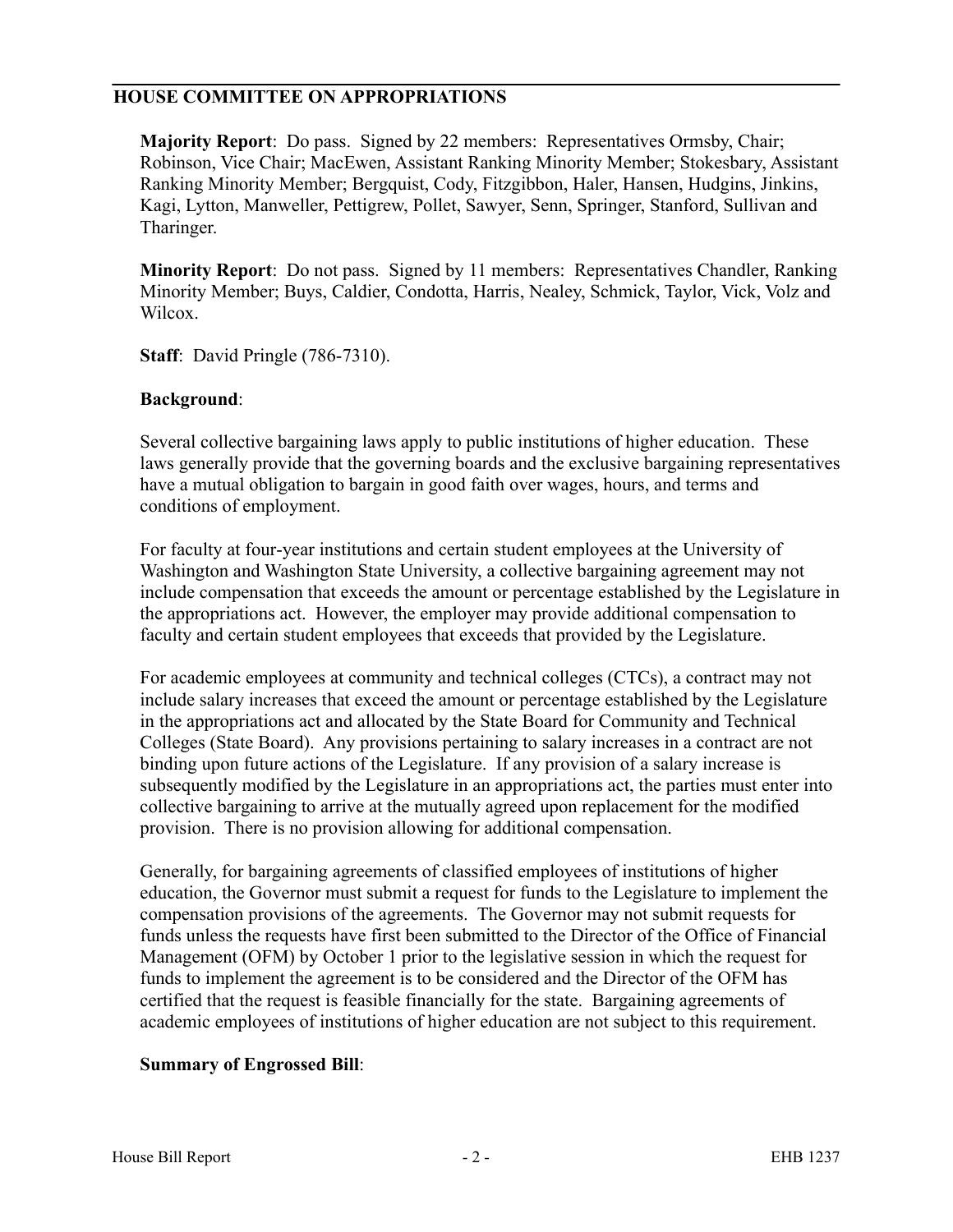## HOUSE COMMITTEE ON APPROPRIATIONS

**Majority Report**: Do pass. Signed by 22 members: Representatives Ormsby, Chair; Robinson, Vice Chair; MacEwen, Assistant Ranking Minority Member; Stokesbary, Assistant Ranking Minority Member; Bergquist, Cody, Fitzgibbon, Haler, Hansen, Hudgins, Jinkins, Kagi, Lytton, Manweller, Pettigrew, Pollet, Sawyer, Senn, Springer, Stanford, Sullivan and Tharinger.

**Minority Report**: Do not pass. Signed by 11 members: Representatives Chandler, Ranking Minority Member; Buys, Caldier, Condotta, Harris, Nealey, Schmick, Taylor, Vick, Volz and Wilcox.

**Staff**: David Pringle (786-7310).

**Background**:

Several collective bargaining laws apply to public institutions of higher education. These laws generally provide that the governing boards and the exclusive bargaining representatives have a mutual obligation to bargain in good faith over wages, hours, and terms and conditions of employment.

For faculty at four-year institutions and certain student employees at the University of Washington and Washington State University, a collective bargaining agreement may not include compensation that exceeds the amount or percentage established by the Legislature in the appropriations act. However, the employer may provide additional compensation to faculty and certain student employees that exceeds that provided by the Legislature.

For academic employees at community and technical colleges (CTCs), a contract may not include salary increases that exceed the amount or percentage established by the Legislature in the appropriations act and allocated by the State Board for Community and Technical Colleges (State Board). Any provisions pertaining to salary increases in a contract are not binding upon future actions of the Legislature. If any provision of a salary increase is subsequently modified by the Legislature in an appropriations act, the parties must enter into collective bargaining to arrive at the mutually agreed upon replacement for the modified provision. There is no provision allowing for additional compensation.

Generally, for bargaining agreements of classified employees of institutions of higher education, the Governor must submit a request for funds to the Legislature to implement the compensation provisions of the agreements. The Governor may not submit requests for funds unless the requests have first been submitted to the Director of the Office of Financial Management (OFM) by October 1 prior to the legislative session in which the request for funds to implement the agreement is to be considered and the Director of the OFM has certified that the request is feasible financially for the state. Bargaining agreements of academic employees of institutions of higher education are not subject to this requirement.

**Summary of Engrossed Bill**: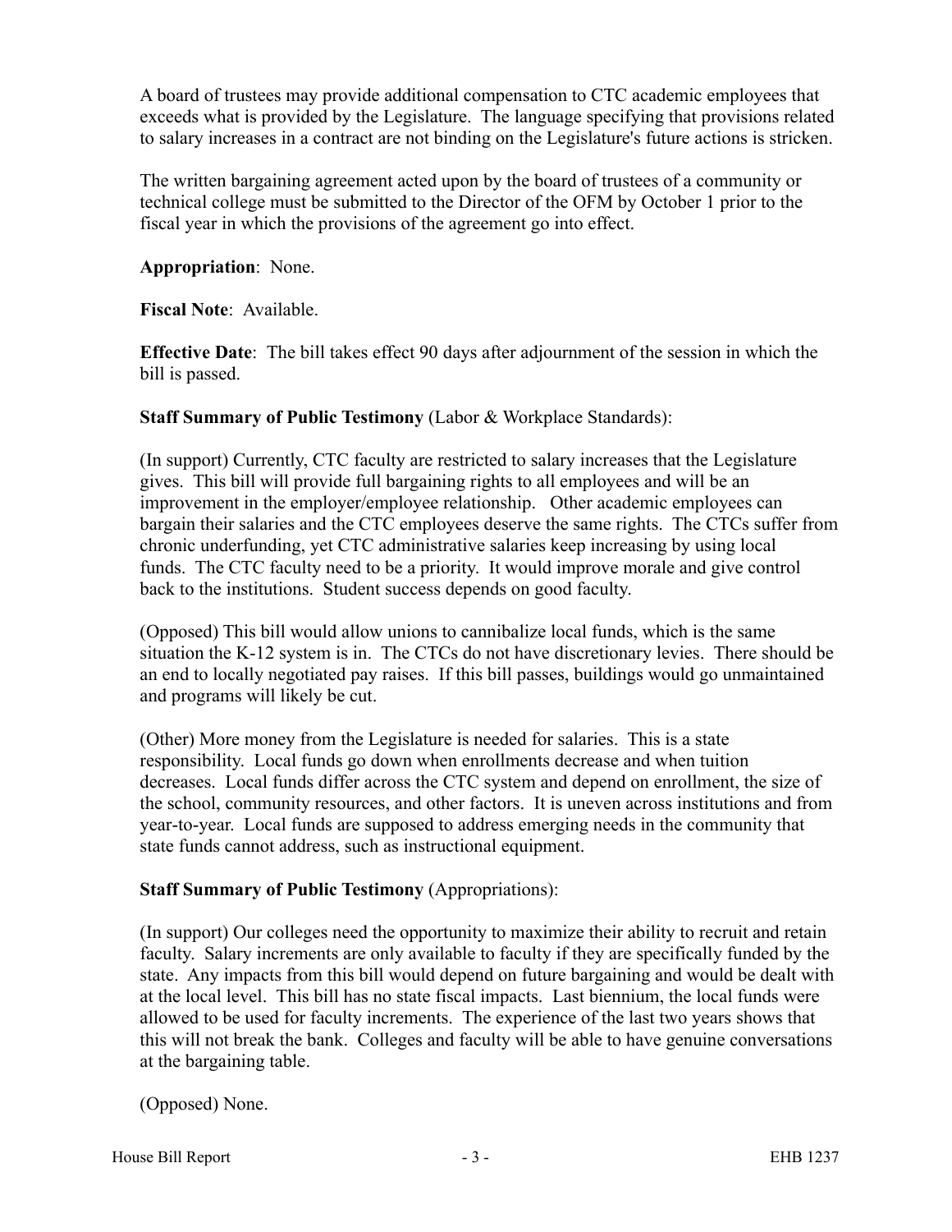A board of trustees may provide additional compensation to CTC academic employees that exceeds what is provided by the Legislature. The language specifying that provisions related to salary increases in a contract are not binding on the Legislature's future actions is stricken.

The written bargaining agreement acted upon by the board of trustees of a community or technical college must be submitted to the Director of the OFM by October 1 prior to the fiscal year in which the provisions of the agreement go into effect.

**Appropriation**: None.

**Fiscal Note**: Available.

**Effective Date**: The bill takes effect 90 days after adjournment of the session in which the bill is passed.

**Staff Summary of Public Testimony** (Labor & Workplace Standards):

(In support) Currently, CTC faculty are restricted to salary increases that the Legislature gives. This bill will provide full bargaining rights to all employees and will be an improvement in the employer/employee relationship. Other academic employees can bargain their salaries and the CTC employees deserve the same rights. The CTCs suffer from chronic underfunding, yet CTC administrative salaries keep increasing by using local funds. The CTC faculty need to be a priority. It would improve morale and give control back to the institutions. Student success depends on good faculty.

(Opposed) This bill would allow unions to cannibalize local funds, which is the same situation the K-12 system is in. The CTCs do not have discretionary levies. There should be an end to locally negotiated pay raises. If this bill passes, buildings would go unmaintained and programs will likely be cut.

(Other) More money from the Legislature is needed for salaries. This is a state responsibility. Local funds go down when enrollments decrease and when tuition decreases. Local funds differ across the CTC system and depend on enrollment, the size of the school, community resources, and other factors. It is uneven across institutions and from year-to-year. Local funds are supposed to address emerging needs in the community that state funds cannot address, such as instructional equipment.

**Staff Summary of Public Testimony** (Appropriations):

(In support) Our colleges need the opportunity to maximize their ability to recruit and retain faculty. Salary increments are only available to faculty if they are specifically funded by the state. Any impacts from this bill would depend on future bargaining and would be dealt with at the local level. This bill has no state fiscal impacts. Last biennium, the local funds were allowed to be used for faculty increments. The experience of the last two years shows that this will not break the bank. Colleges and faculty will be able to have genuine conversations at the bargaining table.

(Opposed) None.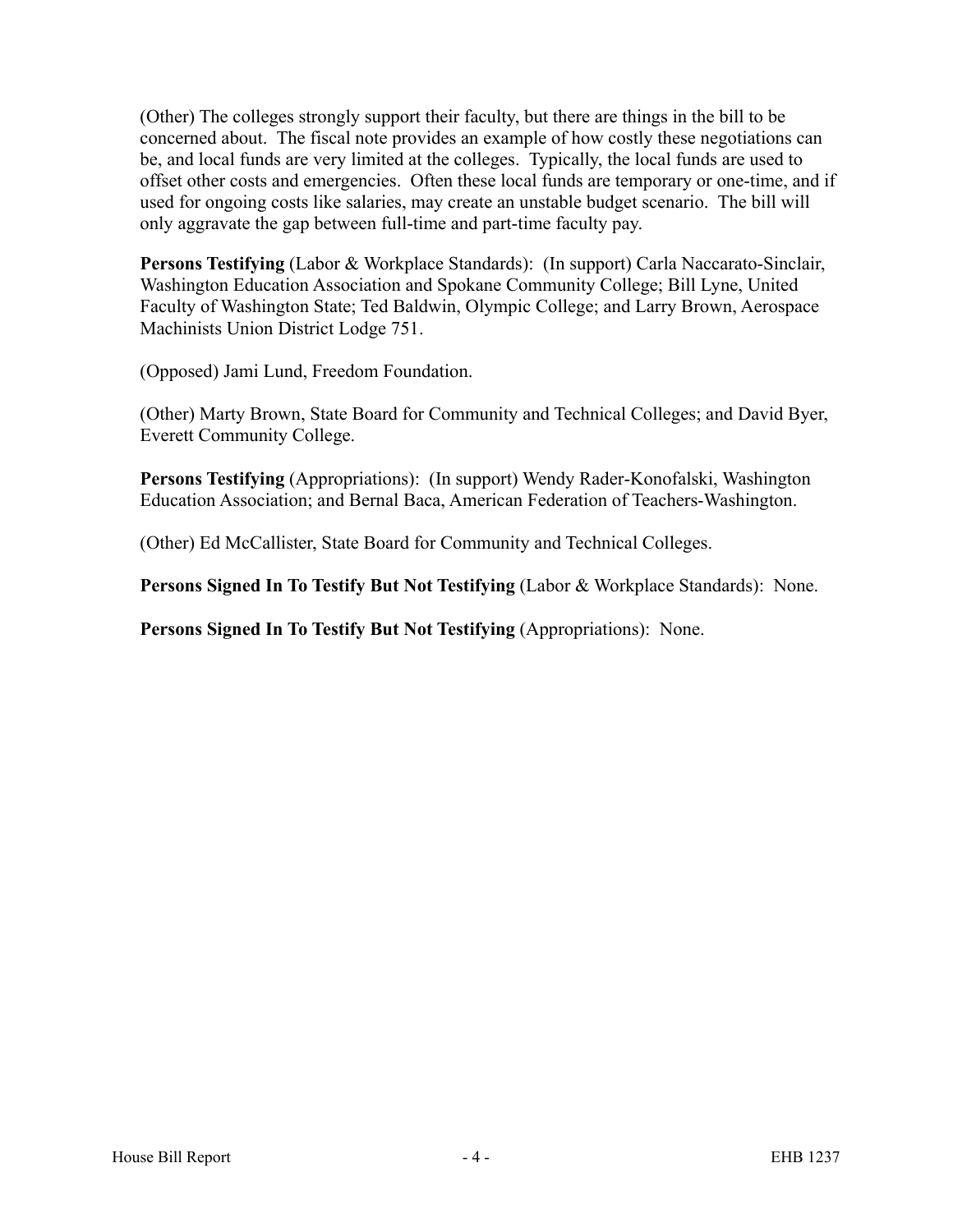(Other) The colleges strongly support their faculty, but there are things in the bill to be concerned about. The fiscal note provides an example of how costly these negotiations can be, and local funds are very limited at the colleges. Typically, the local funds are used to offset other costs and emergencies. Often these local funds are temporary or one-time, and if used for ongoing costs like salaries, may create an unstable budget scenario. The bill will only aggravate the gap between full-time and part-time faculty pay.

**Persons Testifying** (Labor & Workplace Standards): (In support) Carla Naccarato-Sinclair, Washington Education Association and Spokane Community College; Bill Lyne, United Faculty of Washington State; Ted Baldwin, Olympic College; and Larry Brown, Aerospace Machinists Union District Lodge 751.

(Opposed) Jami Lund, Freedom Foundation.

(Other) Marty Brown, State Board for Community and Technical Colleges; and David Byer, Everett Community College.

**Persons Testifying** (Appropriations): (In support) Wendy Rader-Konofalski, Washington Education Association; and Bernal Baca, American Federation of Teachers-Washington.

(Other) Ed McCallister, State Board for Community and Technical Colleges.

**Persons Signed In To Testify But Not Testifying** (Labor & Workplace Standards): None.

**Persons Signed In To Testify But Not Testifying** (Appropriations): None.